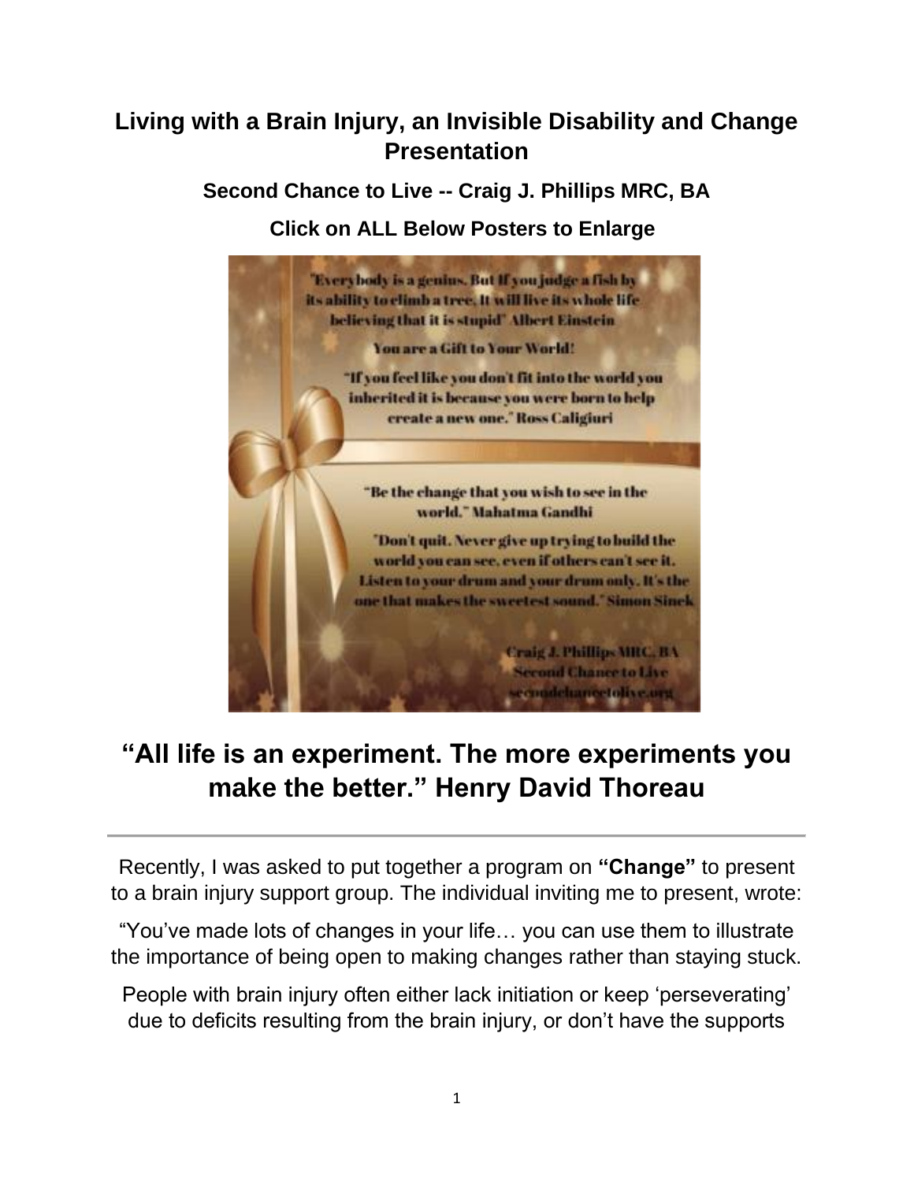# Living with a Brain Injury, an Invisible Disability and Change Presentation

### Second Chance to Live -- Craig J. Phillips MRC, BA

### Click on ALL Below Posters to Enlarge

"Everybody is a genius. But If you judge a fish by its ability to climb a tree, It will live its whole life believing that it is stupid" Albert Einstein

You are a Gift to Your World!

"If you feel like you don't fit into the world you inherited it is because you were born to help create a new one." Ross Caligiuri

"Be the change that you wish to see in the world." Mahatma Gandhi

"Don't quit. Never give up trying to build the world you can see, even if others can't see it. Listen to your drum and your drum only. It's the one that makes the sweetest sound." Simon Sinek

Craig J. Phillips MRC, BA
Second Chance to Live
secondchancetolive.org

## "All life is an experiment. The more experiments you make the better." Henry David Thoreau

---

Recently, I was asked to put together a program on **"Change"** to present to a brain injury support group. The individual inviting me to present, wrote:

"You've made lots of changes in your life… you can use them to illustrate the importance of being open to making changes rather than staying stuck.

People with brain injury often either lack initiation or keep 'perseverating' due to deficits resulting from the brain injury, or don't have the supports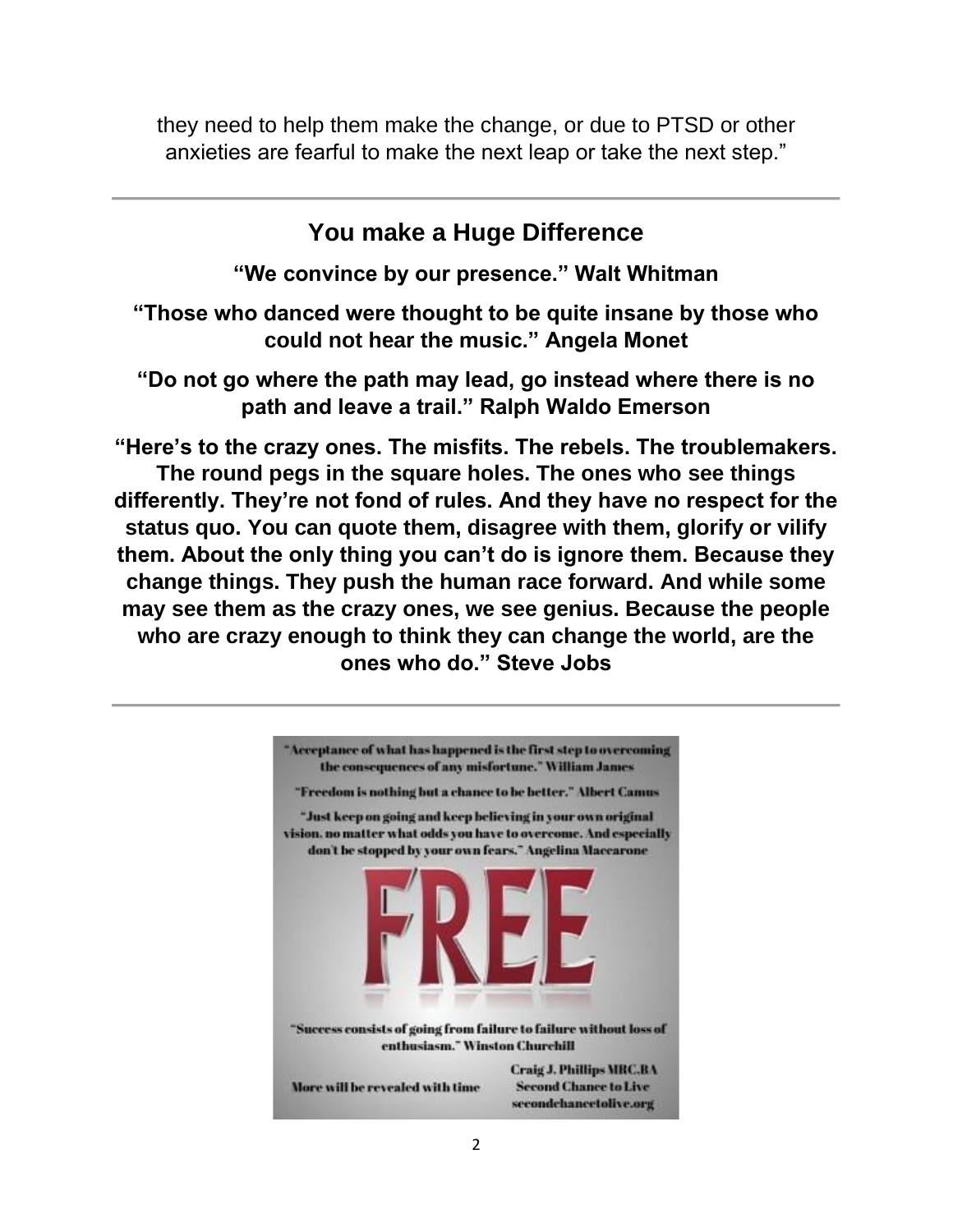they need to help them make the change, or due to PTSD or other anxieties are fearful to make the next leap or take the next step."

## You make a Huge Difference

**"We convince by our presence." Walt Whitman**

**"Those who danced were thought to be quite insane by those who could not hear the music." Angela Monet**

**"Do not go where the path may lead, go instead where there is no path and leave a trail." Ralph Waldo Emerson**

**"Here's to the crazy ones. The misfits. The rebels. The troublemakers. The round pegs in the square holes. The ones who see things differently. They're not fond of rules. And they have no respect for the status quo. You can quote them, disagree with them, glorify or vilify them. About the only thing you can't do is ignore them. Because they change things. They push the human race forward. And while some may see them as the crazy ones, we see genius. Because the people who are crazy enough to think they can change the world, are the ones who do." Steve Jobs**

---

"Acceptance of what has happened is the first step to overcoming the consequences of any misfortune." William James

"Freedom is nothing but a chance to be better." Albert Camus

"Just keep on going and keep believing in your own original vision, no matter what odds you have to overcome. And especially don't be stopped by your own fears." Angelina Maccarone

FREE

"Success consists of going from failure to failure without loss of enthusiasm." Winston Churchill

More will be revealed with time

Craig J. Phillips MRC.BA
Second Chance to Live
secondchancetolive.org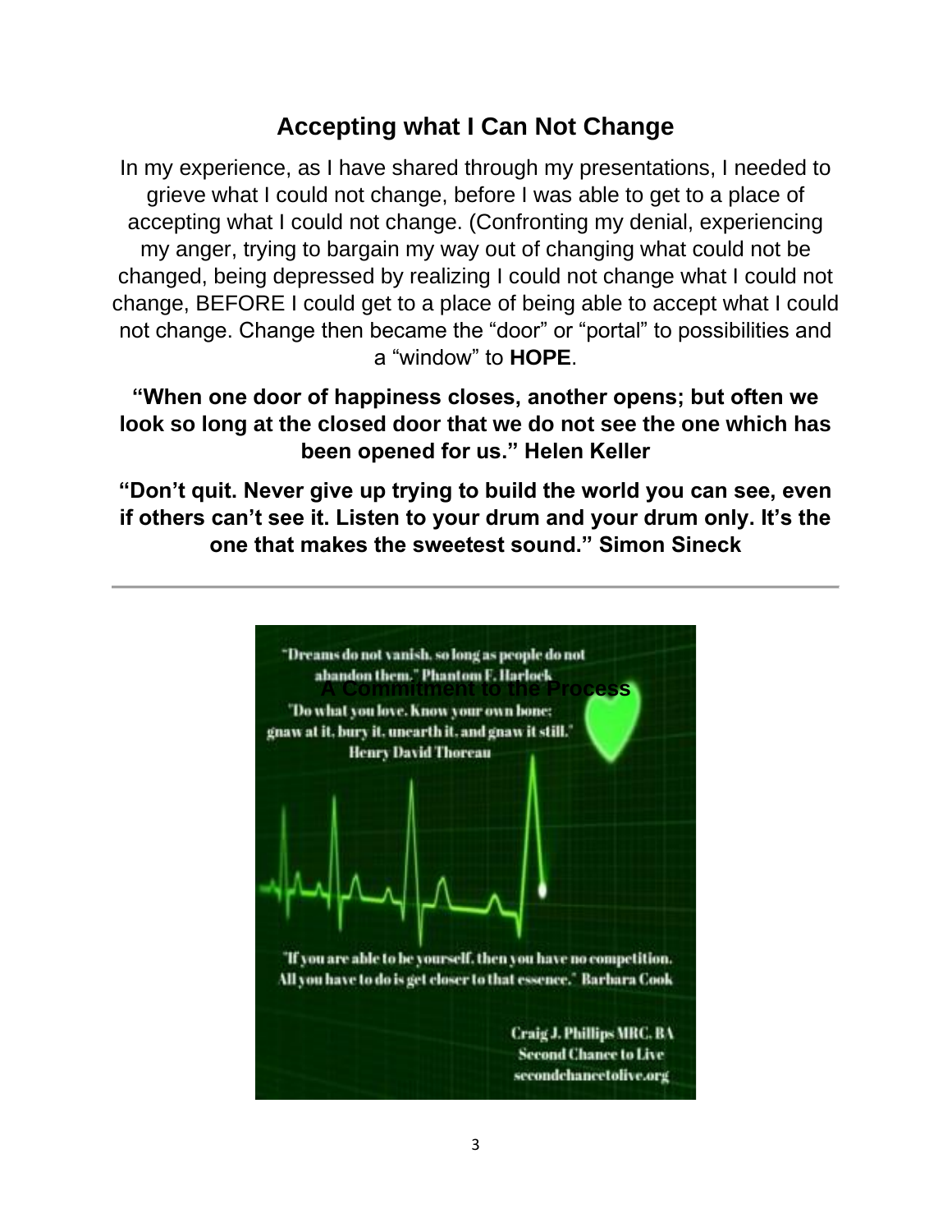## Accepting what I Can Not Change

In my experience, as I have shared through my presentations, I needed to grieve what I could not change, before I was able to get to a place of accepting what I could not change. (Confronting my denial, experiencing my anger, trying to bargain my way out of changing what could not be changed, being depressed by realizing I could not change what I could not change, BEFORE I could get to a place of being able to accept what I could not change. Change then became the "door" or "portal" to possibilities and a "window" to **HOPE**.

**"When one door of happiness closes, another opens; but often we look so long at the closed door that we do not see the one which has been opened for us." Helen Keller**

**"Don't quit. Never give up trying to build the world you can see, even if others can't see it. Listen to your drum and your drum only. It's the one that makes the sweetest sound." Simon Sineck**

---

"Dreams do not vanish, so long as people do not abandon them." Phantom F. Harlock

**A Commitment to the Process**

"Do what you love. Know your own bone; gnaw at it, bury it, unearth it, and gnaw it still." Henry David Thoreau

"If you are able to be yourself, then you have no competition. All you have to do is get closer to that essence." Barbara Cook

Craig J. Phillips MRC, BA
Second Chance to Live
secondchancetolive.org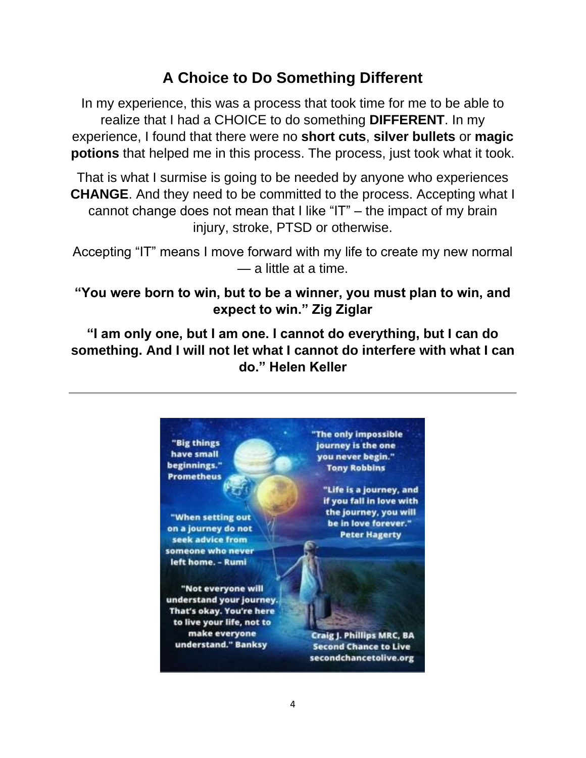## A Choice to Do Something Different

In my experience, this was a process that took time for me to be able to realize that I had a CHOICE to do something **DIFFERENT**. In my experience, I found that there were no **short cuts**, **silver bullets** or **magic potions** that helped me in this process. The process, just took what it took.

That is what I surmise is going to be needed by anyone who experiences **CHANGE**. And they need to be committed to the process. Accepting what I cannot change does not mean that I like "IT" – the impact of my brain injury, stroke, PTSD or otherwise.

Accepting "IT" means I move forward with my life to create my new normal — a little at a time.

**"You were born to win, but to be a winner, you must plan to win, and expect to win." Zig Ziglar**

**"I am only one, but I am one. I cannot do everything, but I can do something. And I will not let what I cannot do interfere with what I can do." Helen Keller**

---

"Big things have small beginnings." Prometheus

"The only impossible journey is the one you never begin." Tony Robbins

"Life is a journey, and if you fall in love with the journey, you will be in love forever." Peter Hagerty

"When setting out on a journey do not seek advice from someone who never left home. - Rumi

"Not everyone will understand your journey. That's okay. You're here to live your life, not to make everyone understand." Banksy

Craig J. Phillips MRC, BA
Second Chance to Live
secondchancetolive.org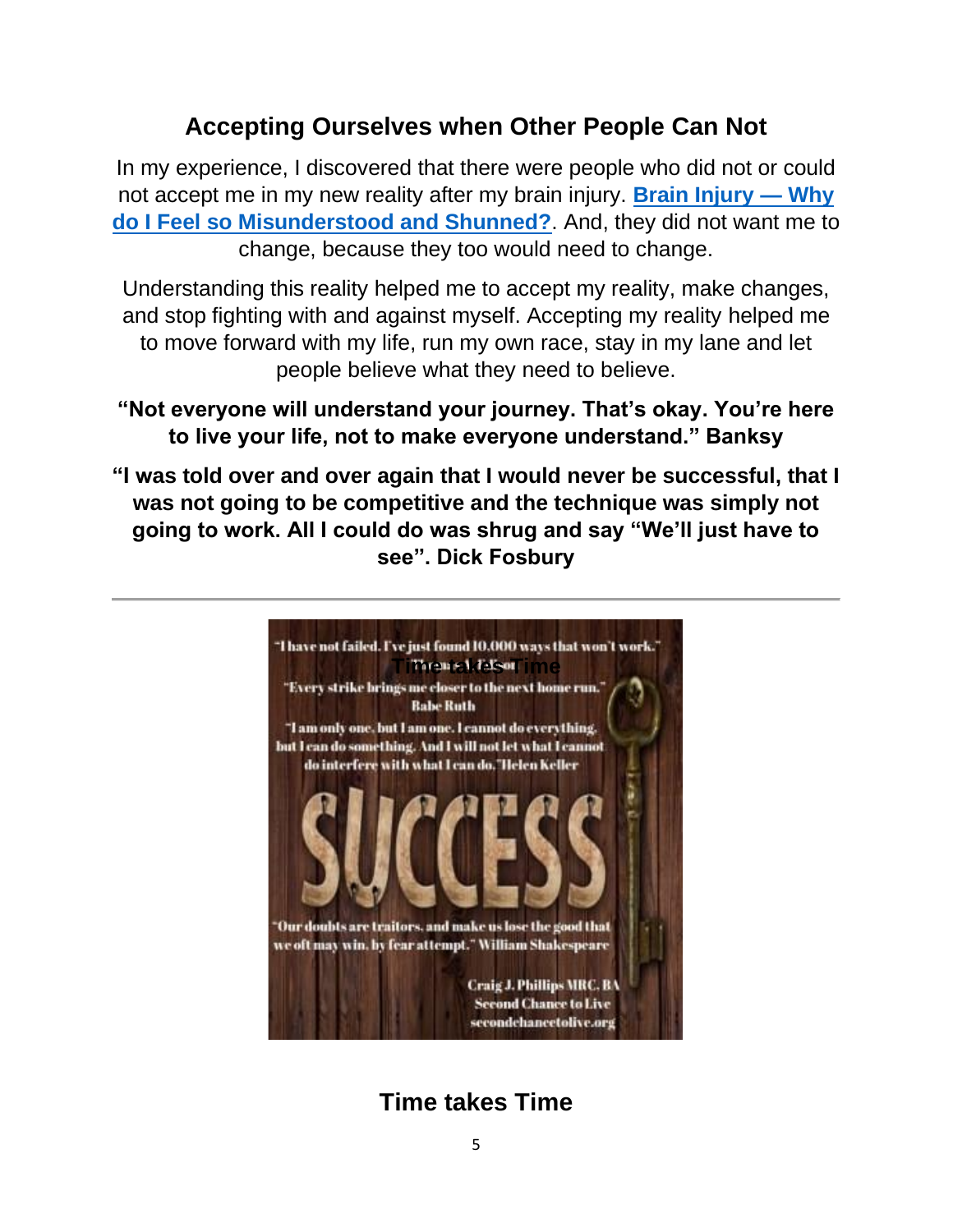## Accepting Ourselves when Other People Can Not

In my experience, I discovered that there were people who did not or could not accept me in my new reality after my brain injury. **[Brain Injury — Why do I Feel so Misunderstood and Shunned?](#)**. And, they did not want me to change, because they too would need to change.

Understanding this reality helped me to accept my reality, make changes, and stop fighting with and against myself. Accepting my reality helped me to move forward with my life, run my own race, stay in my lane and let people believe what they need to believe.

**"Not everyone will understand your journey. That's okay. You're here to live your life, not to make everyone understand." Banksy**

**"I was told over and over again that I would never be successful, that I was not going to be competitive and the technique was simply not going to work. All I could do was shrug and say "We'll just have to see". Dick Fosbury**

---

"I have not failed. I've just found 10,000 ways that won't work."

"Every strike brings me closer to the next home run." Babe Ruth

"I am only one, but I am one. I cannot do everything, but I can do something. And I will not let what I cannot do interfere with what I can do." Helen Keller

SUCCESS

"Our doubts are traitors, and make us lose the good that we oft may win, by fear attempt." William Shakespeare

Craig J. Phillips MRC, BA
Second Chance to Live
secondchancetolive.org

## Time takes Time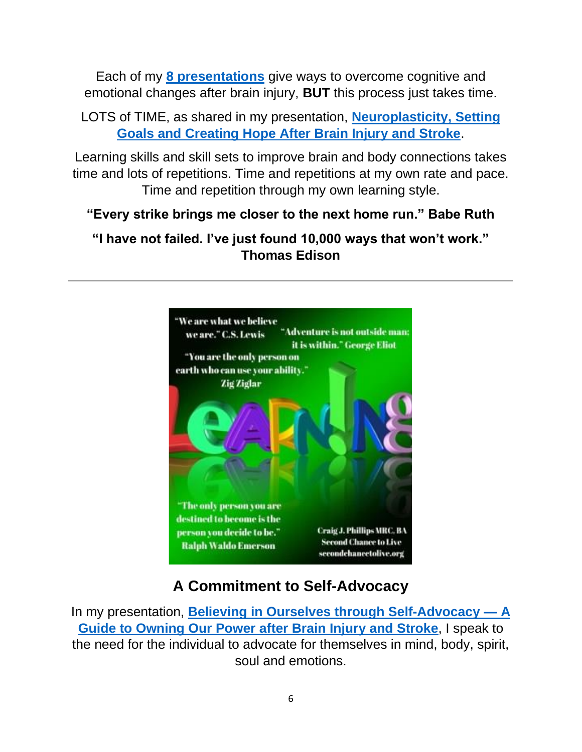Each of my **8 presentations** give ways to overcome cognitive and emotional changes after brain injury, **BUT** this process just takes time.

LOTS of TIME, as shared in my presentation, **Neuroplasticity, Setting Goals and Creating Hope After Brain Injury and Stroke**.

Learning skills and skill sets to improve brain and body connections takes time and lots of repetitions. Time and repetitions at my own rate and pace. Time and repetition through my own learning style.

**"Every strike brings me closer to the next home run." Babe Ruth**

**"I have not failed. I've just found 10,000 ways that won't work." Thomas Edison**

---

## A Commitment to Self-Advocacy

In my presentation, **Believing in Ourselves through Self-Advocacy — A Guide to Owning Our Power after Brain Injury and Stroke**, I speak to the need for the individual to advocate for themselves in mind, body, spirit, soul and emotions.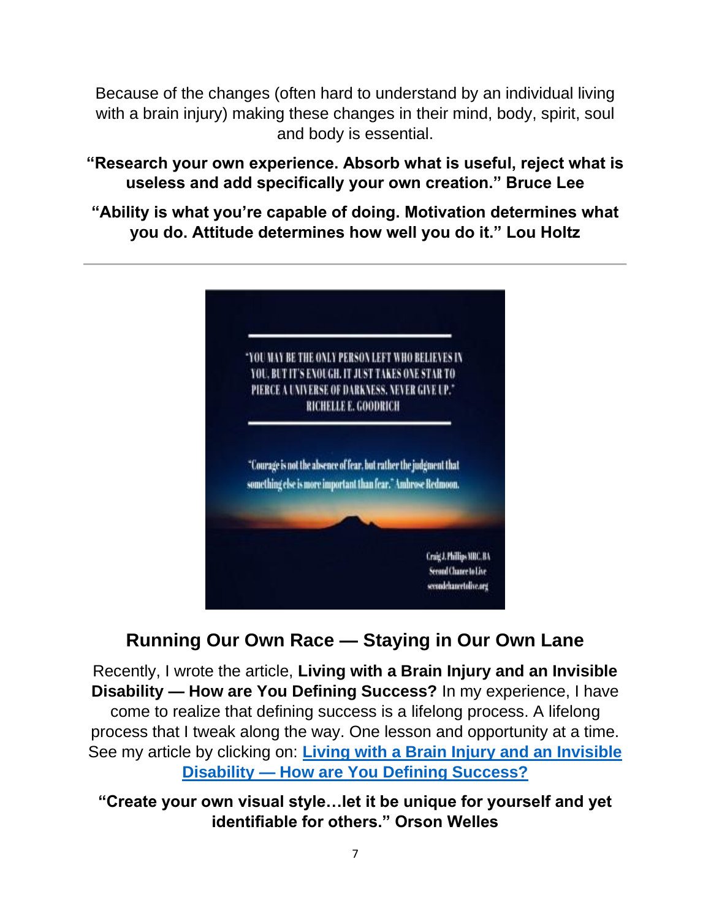Because of the changes (often hard to understand by an individual living with a brain injury) making these changes in their mind, body, spirit, soul and body is essential.

**"Research your own experience. Absorb what is useful, reject what is useless and add specifically your own creation." Bruce Lee**

**"Ability is what you're capable of doing. Motivation determines what you do. Attitude determines how well you do it." Lou Holtz**

---

"YOU MAY BE THE ONLY PERSON LEFT WHO BELIEVES IN YOU, BUT IT'S ENOUGH. IT JUST TAKES ONE STAR TO PIERCE A UNIVERSE OF DARKNESS. NEVER GIVE UP." RICHELLE E. GOODRICH

"Courage is not the absence of fear, but rather the judgment that something else is more important than fear." Ambrose Redmoon.

Craig J. Phillips MRC, BA
Second Chance to Live
secondchancetolive.org

## Running Our Own Race — Staying in Our Own Lane

Recently, I wrote the article, **Living with a Brain Injury and an Invisible Disability — How are You Defining Success?** In my experience, I have come to realize that defining success is a lifelong process. A lifelong process that I tweak along the way. One lesson and opportunity at a time. See my article by clicking on: **Living with a Brain Injury and an Invisible Disability — How are You Defining Success?**

**"Create your own visual style…let it be unique for yourself and yet identifiable for others." Orson Welles**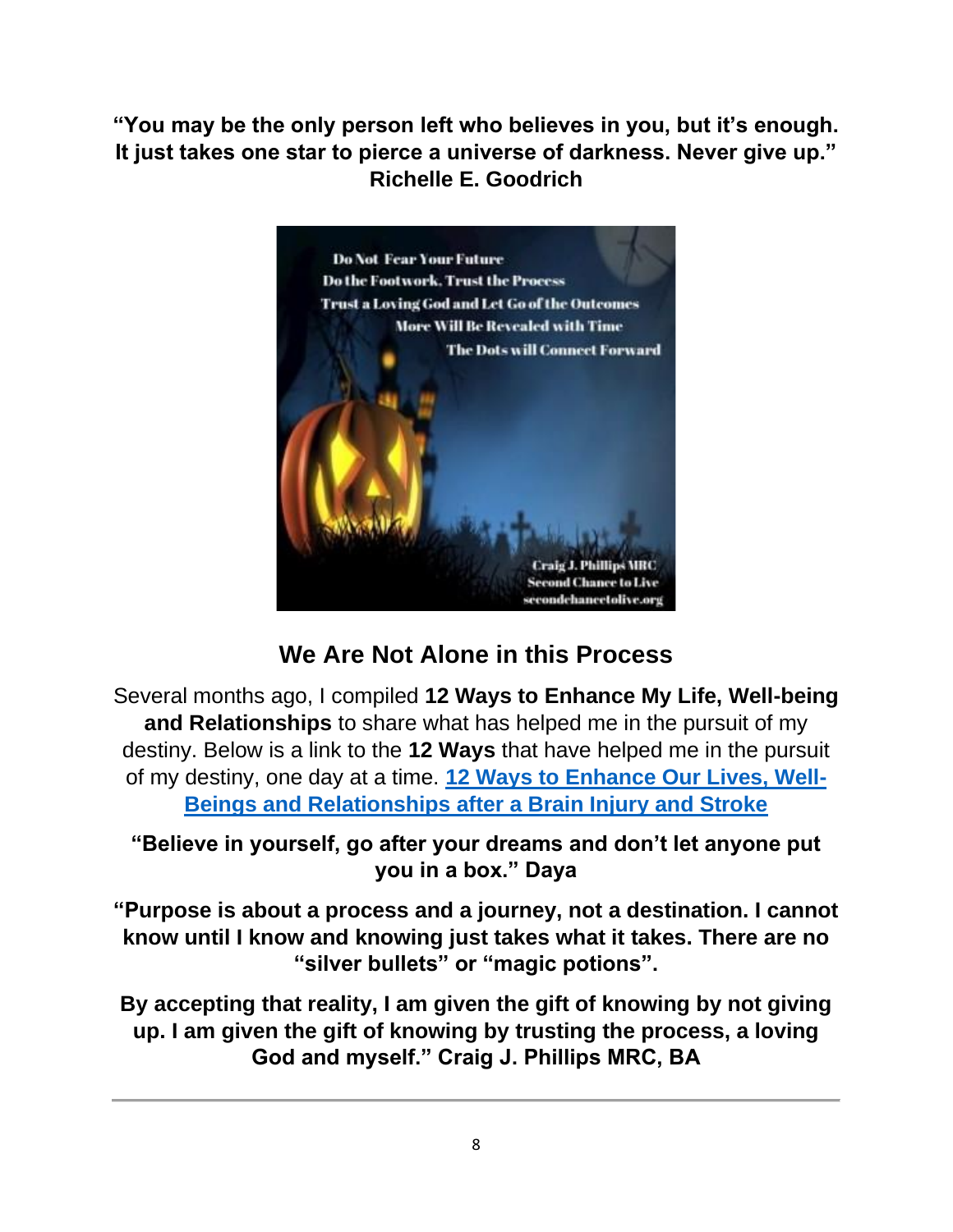**"You may be the only person left who believes in you, but it's enough. It just takes one star to pierce a universe of darkness. Never give up." Richelle E. Goodrich**

## We Are Not Alone in this Process

Several months ago, I compiled **12 Ways to Enhance My Life, Well-being and Relationships** to share what has helped me in the pursuit of my destiny. Below is a link to the **12 Ways** that have helped me in the pursuit of my destiny, one day at a time. **12 Ways to Enhance Our Lives, Well-Beings and Relationships after a Brain Injury and Stroke**

**"Believe in yourself, go after your dreams and don't let anyone put you in a box." Daya**

**"Purpose is about a process and a journey, not a destination. I cannot know until I know and knowing just takes what it takes. There are no "silver bullets" or "magic potions".**

**By accepting that reality, I am given the gift of knowing by not giving up. I am given the gift of knowing by trusting the process, a loving God and myself." Craig J. Phillips MRC, BA**

---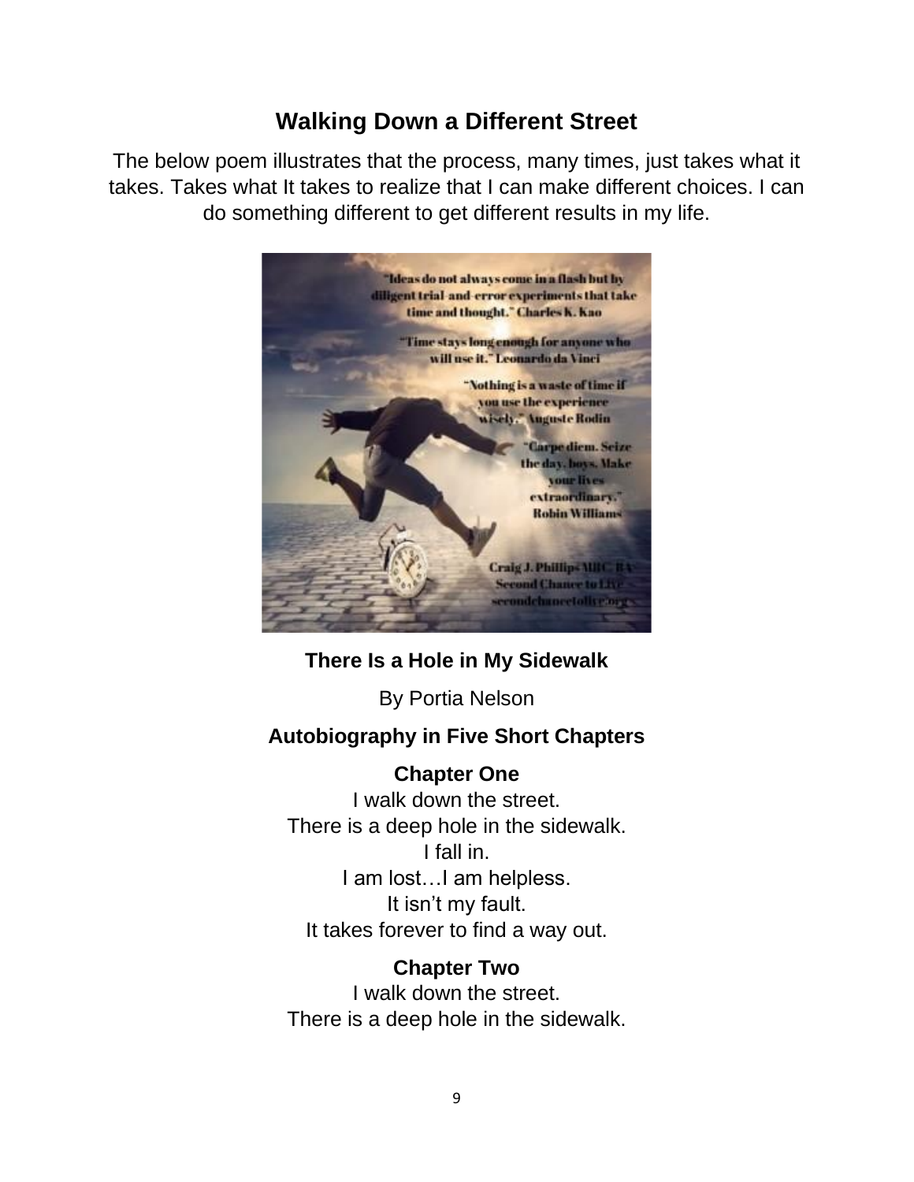## Walking Down a Different Street

The below poem illustrates that the process, many times, just takes what it takes. Takes what It takes to realize that I can make different choices. I can do something different to get different results in my life.

**There Is a Hole in My Sidewalk**

By Portia Nelson

**Autobiography in Five Short Chapters**

**Chapter One**

I walk down the street.
There is a deep hole in the sidewalk.
I fall in.
I am lost…I am helpless.
It isn't my fault.
It takes forever to find a way out.

**Chapter Two**

I walk down the street.
There is a deep hole in the sidewalk.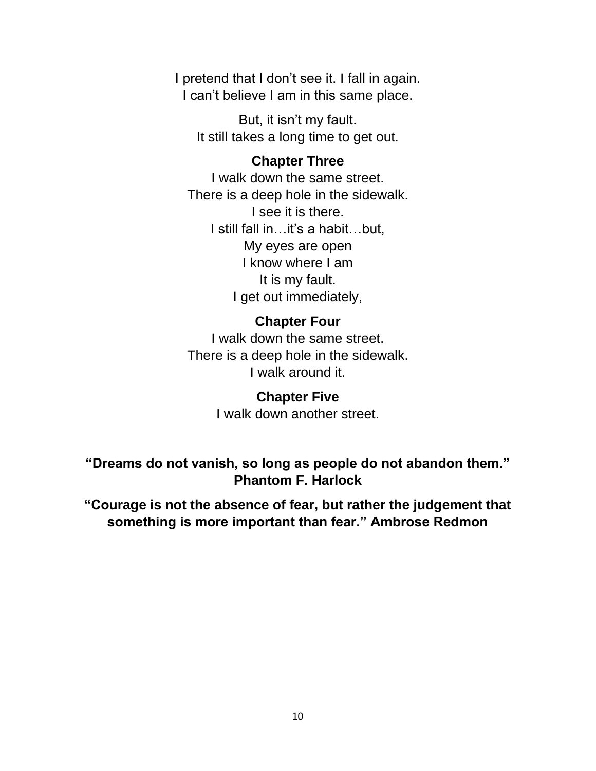I pretend that I don't see it. I fall in again.
I can't believe I am in this same place.

But, it isn't my fault.
It still takes a long time to get out.

**Chapter Three**

I walk down the same street.
There is a deep hole in the sidewalk.
I see it is there.
I still fall in…it's a habit…but,
My eyes are open
I know where I am
It is my fault.
I get out immediately,

**Chapter Four**

I walk down the same street.
There is a deep hole in the sidewalk.
I walk around it.

**Chapter Five**

I walk down another street.

**"Dreams do not vanish, so long as people do not abandon them." Phantom F. Harlock**

**"Courage is not the absence of fear, but rather the judgement that something is more important than fear." Ambrose Redmon**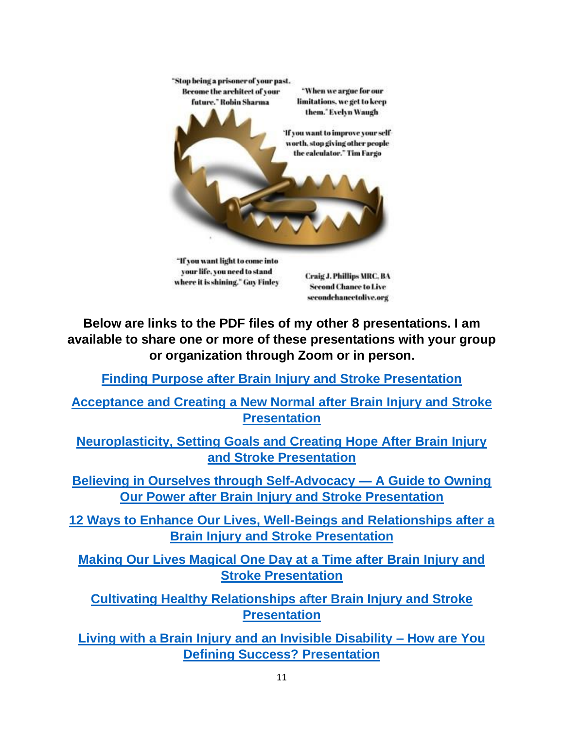"Stop being a prisoner of your past. Become the architect of your future." Robin Sharma

"When we argue for our limitations, we get to keep them." Evelyn Waugh

"If you want to improve your self-worth, stop giving other people the calculator." Tim Fargo

"If you want light to come into your life, you need to stand where it is shining." Guy Finley

Craig J. Phillips MRC, BA
Second Chance to Live
secondchancetolive.org

**Below are links to the PDF files of my other 8 presentations. I am available to share one or more of these presentations with your group or organization through Zoom or in person.**

**Finding Purpose after Brain Injury and Stroke Presentation**

**Acceptance and Creating a New Normal after Brain Injury and Stroke Presentation**

**Neuroplasticity, Setting Goals and Creating Hope After Brain Injury and Stroke Presentation**

**Believing in Ourselves through Self-Advocacy — A Guide to Owning Our Power after Brain Injury and Stroke Presentation**

**12 Ways to Enhance Our Lives, Well-Beings and Relationships after a Brain Injury and Stroke Presentation**

**Making Our Lives Magical One Day at a Time after Brain Injury and Stroke Presentation**

**Cultivating Healthy Relationships after Brain Injury and Stroke Presentation**

**Living with a Brain Injury and an Invisible Disability – How are You Defining Success? Presentation**